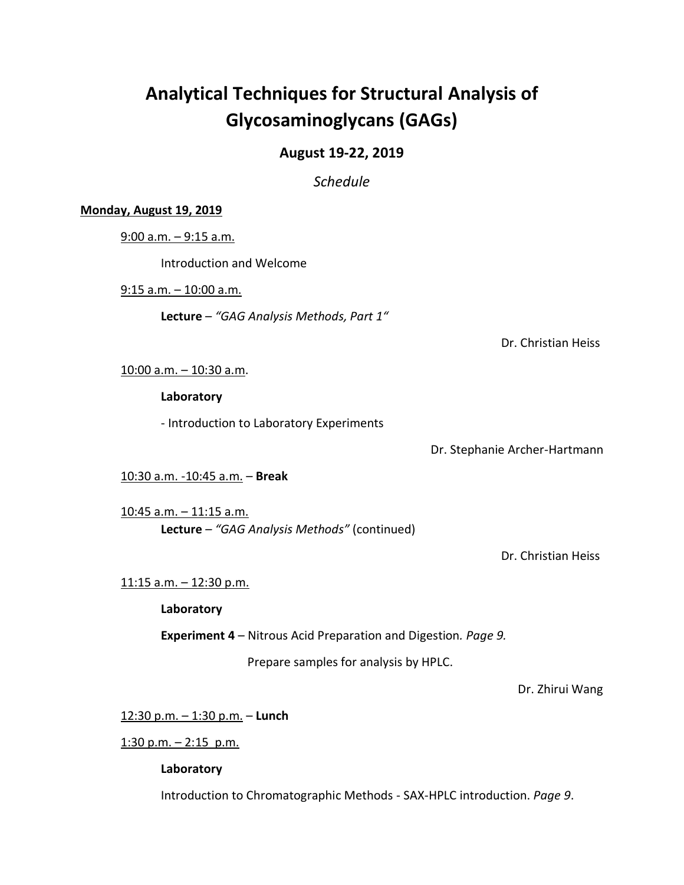# Analytical Techniques for Structural Analysis of Glycosaminoglycans (GAGs)

### August 19-22, 2019

*Schedule*

**Monday, August 19, 2019**

9:00 a.m. – 9:15 a.m.

Introduction and Welcome

9:15 a.m. – 10:00 a.m.

**Lecture** – *"GAG Analysis Methods, Part 1"*

Dr. Christian Heiss

10:00 a.m. – 10:30 a.m.

**Laboratory**

- Introduction to Laboratory Experiments

Dr. Stephanie Archer-Hartmann

10:30 a.m. -10:45 a.m. – **Break**

10:45 a.m. – 11:15 a.m.

**Lecture** – *"GAG Analysis Methods"* (continued)

Dr. Christian Heiss

11:15 a.m. – 12:30 p.m.

**Laboratory**

**Experiment 4** – Nitrous Acid Preparation and Digestion. *Page 9.*

Prepare samples for analysis by HPLC.

Dr. Zhirui Wang

12:30 p.m. – 1:30 p.m. – **Lunch**

1:30 p.m. – 2:15 p.m.

**Laboratory**

Introduction to Chromatographic Methods - SAX-HPLC introduction. *Page 9*.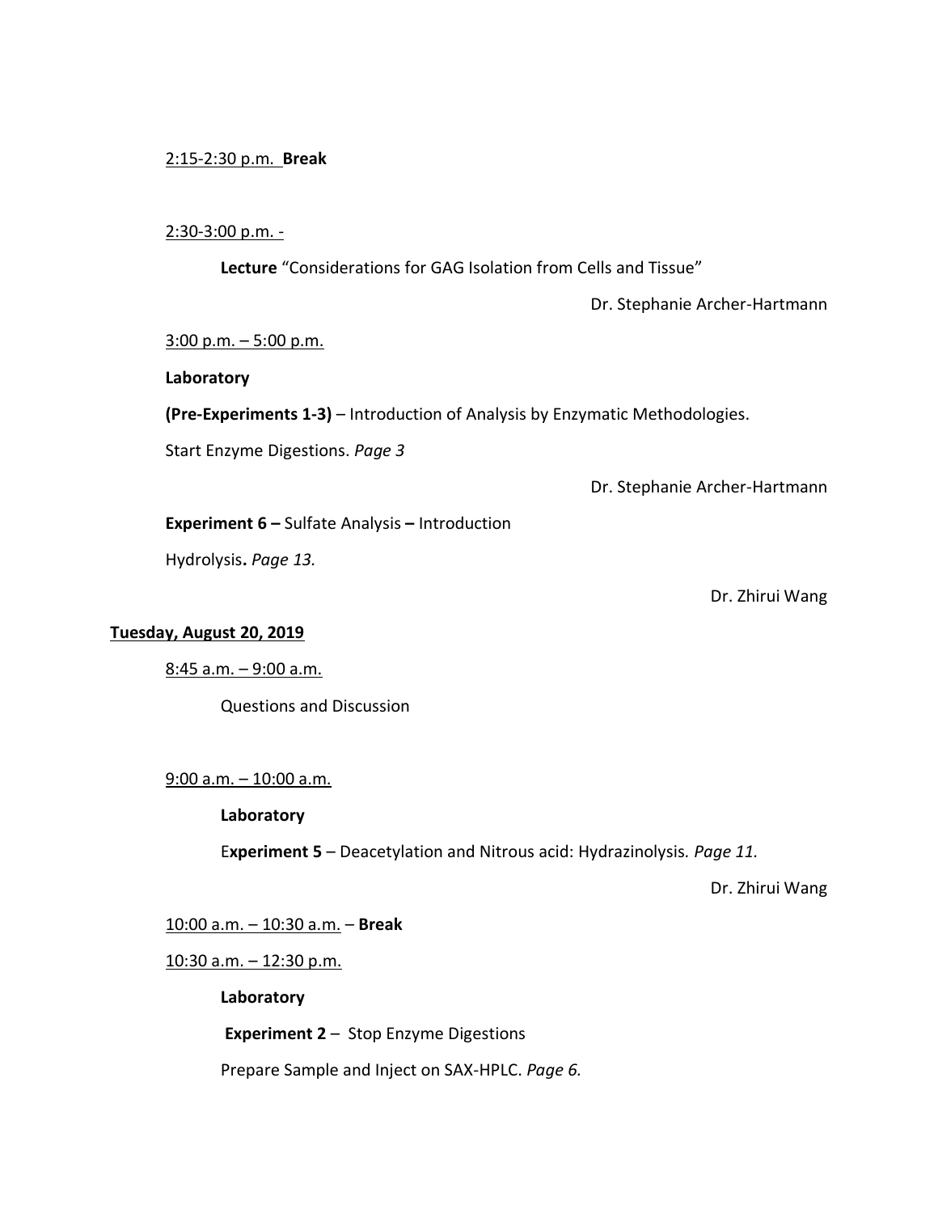2:15-2:30 p.m. **Break**

2:30-3:00 p.m. -

**Lecture** “Considerations for GAG Isolation from Cells and Tissue”

Dr. Stephanie Archer-Hartmann

3:00 p.m. – 5:00 p.m.

**Laboratory**

**(Pre-Experiments 1-3)** – Introduction of Analysis by Enzymatic Methodologies.

Start Enzyme Digestions. *Page 3*

Dr. Stephanie Archer-Hartmann

**Experiment 6 –** Sulfate Analysis **–** Introduction

Hydrolysis**.** *Page 13.*

Dr. Zhirui Wang

**Tuesday, August 20, 2019**

8:45 a.m. – 9:00 a.m.

Questions and Discussion

9:00 a.m. – 10:00 a.m.

**Laboratory**

E**xperiment 5** – Deacetylation and Nitrous acid: Hydrazinolysis*. Page 11.*

Dr. Zhirui Wang

10:00 a.m. – 10:30 a.m. – **Break**

10:30 a.m. – 12:30 p.m.

**Laboratory**

**Experiment 2** – Stop Enzyme Digestions

Prepare Sample and Inject on SAX-HPLC. *Page 6.*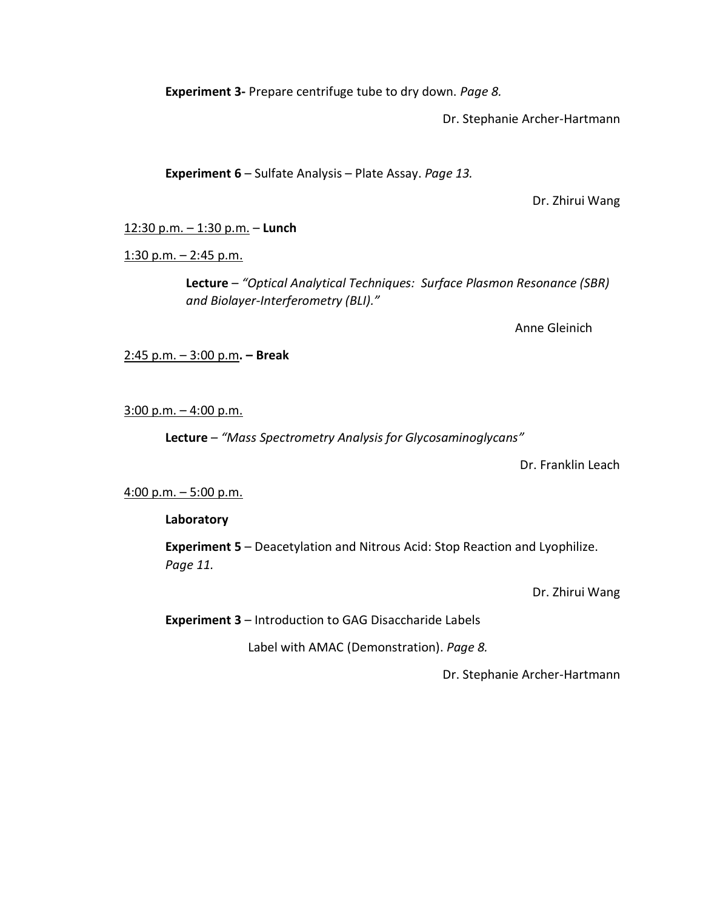**Experiment 3-** Prepare centrifuge tube to dry down. *Page 8.*

Dr. Stephanie Archer-Hartmann

**Experiment 6** – Sulfate Analysis – Plate Assay. *Page 13.*

Dr. Zhirui Wang

12:30 p.m. – 1:30 p.m. – **Lunch**

1:30 p.m. – 2:45 p.m.

**Lecture** – *"Optical Analytical Techniques: Surface Plasmon Resonance (SBR) and Biolayer-Interferometry (BLI)."*

Anne Gleinich

2:45 p.m. – 3:00 p.m**. – Break**

3:00 p.m. – 4:00 p.m.

**Lecture** – *"Mass Spectrometry Analysis for Glycosaminoglycans"*

Dr. Franklin Leach

4:00 p.m. – 5:00 p.m.

**Laboratory**

**Experiment 5** – Deacetylation and Nitrous Acid: Stop Reaction and Lyophilize. *Page 11.*

Dr. Zhirui Wang

**Experiment 3** – Introduction to GAG Disaccharide Labels

Label with AMAC (Demonstration). *Page 8.*

Dr. Stephanie Archer-Hartmann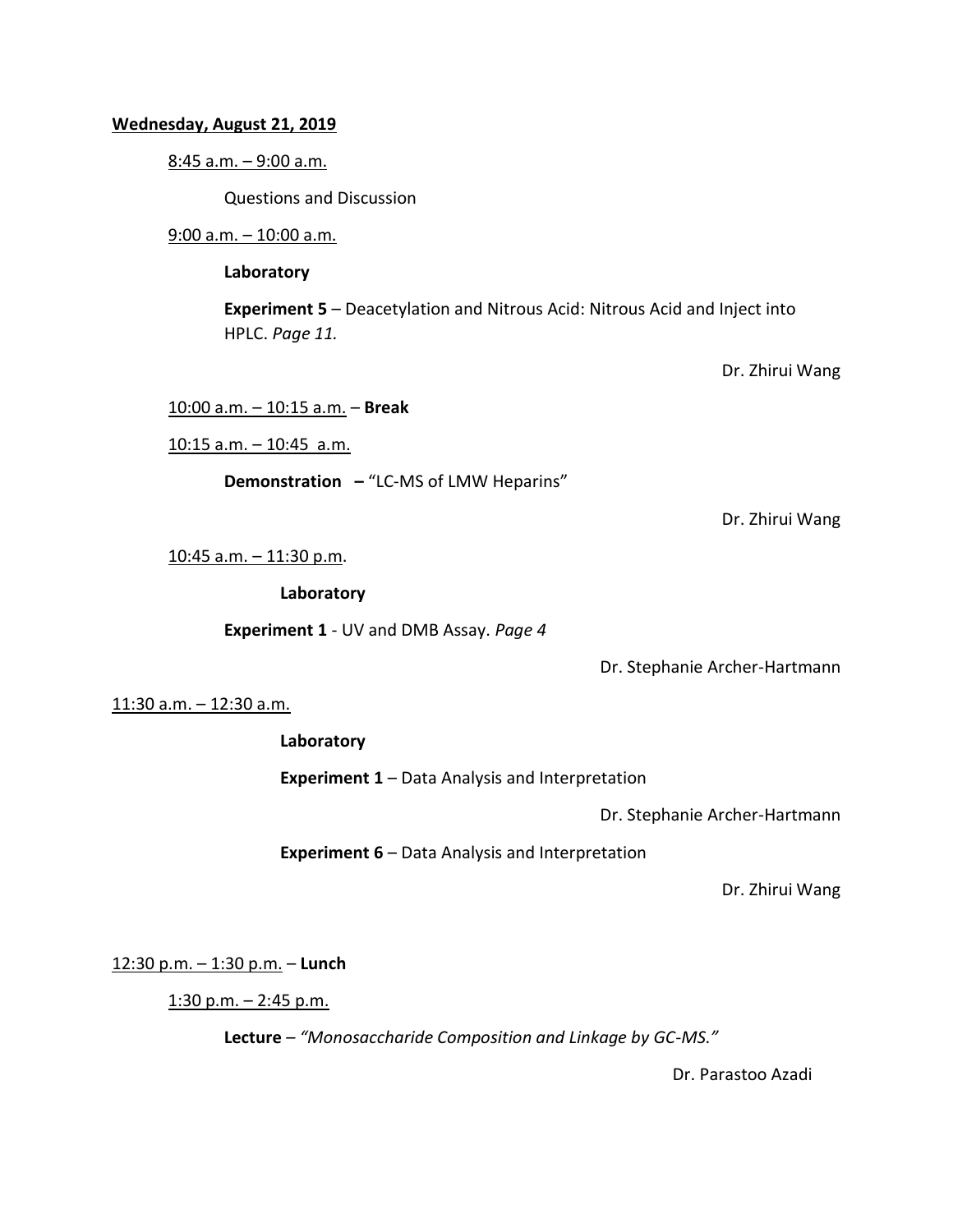**Wednesday, August 21, 2019**

8:45 a.m. – 9:00 a.m.

Questions and Discussion

9:00 a.m. – 10:00 a.m.

**Laboratory**

**Experiment 5** – Deacetylation and Nitrous Acid: Nitrous Acid and Inject into HPLC. *Page 11.*

Dr. Zhirui Wang

10:00 a.m. – 10:15 a.m. – **Break**

10:15 a.m. – 10:45 a.m.

**Demonstration –** "LC-MS of LMW Heparins"

Dr. Zhirui Wang

10:45 a.m. – 11:30 p.m.

**Laboratory**

**Experiment 1** - UV and DMB Assay. *Page 4*

Dr. Stephanie Archer-Hartmann

11:30 a.m. – 12:30 a.m.

**Laboratory**

**Experiment 1** – Data Analysis and Interpretation

Dr. Stephanie Archer-Hartmann

**Experiment 6** – Data Analysis and Interpretation

Dr. Zhirui Wang

12:30 p.m. – 1:30 p.m. – **Lunch**

1:30 p.m. – 2:45 p.m.

**Lecture** – *"Monosaccharide Composition and Linkage by GC-MS."*

Dr. Parastoo Azadi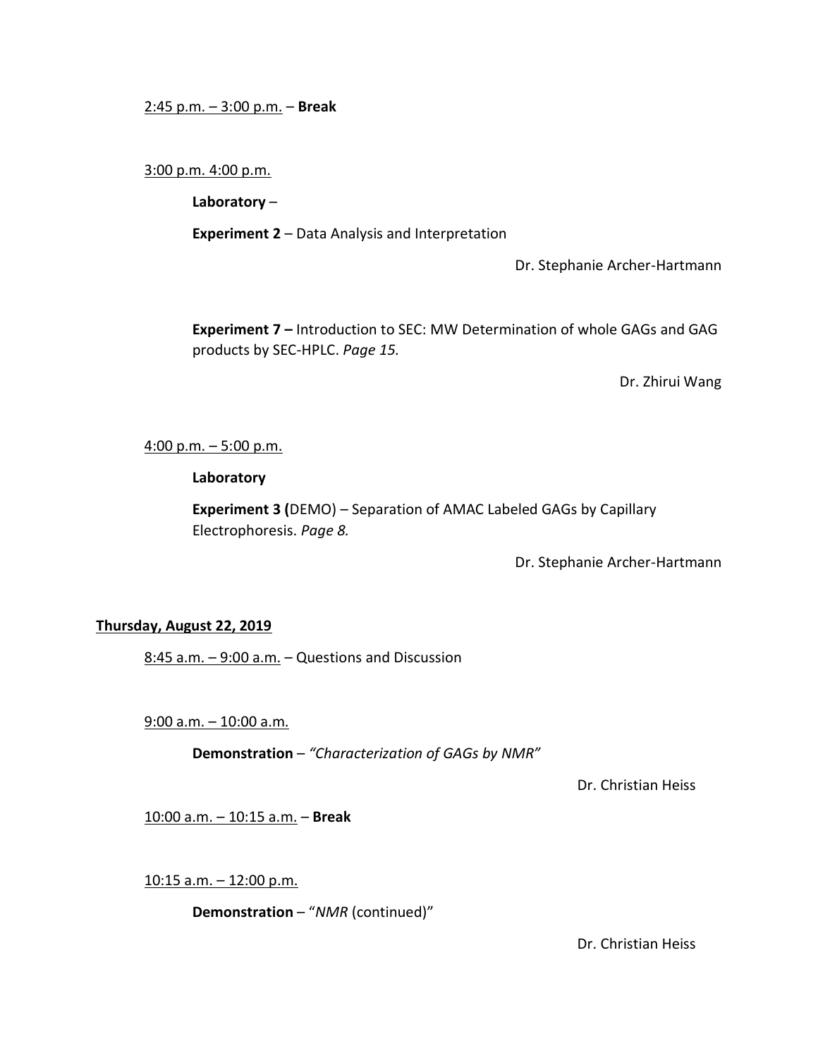2:45 p.m. – 3:00 p.m. – **Break**

3:00 p.m. 4:00 p.m.

**Laboratory** –

**Experiment 2** – Data Analysis and Interpretation

Dr. Stephanie Archer-Hartmann

**Experiment 7 –** Introduction to SEC: MW Determination of whole GAGs and GAG products by SEC-HPLC. *Page 15.*

Dr. Zhirui Wang

4:00 p.m. – 5:00 p.m.

**Laboratory**

**Experiment 3 (**DEMO) – Separation of AMAC Labeled GAGs by Capillary Electrophoresis. *Page 8.*

Dr. Stephanie Archer-Hartmann

## Thursday, August 22, 2019

8:45 a.m. – 9:00 a.m. – Questions and Discussion

9:00 a.m. – 10:00 a.m.

**Demonstration** – *"Characterization of GAGs by NMR"*

Dr. Christian Heiss

10:00 a.m. – 10:15 a.m. – **Break**

10:15 a.m. – 12:00 p.m.

**Demonstration** – "*NMR* (continued)"

Dr. Christian Heiss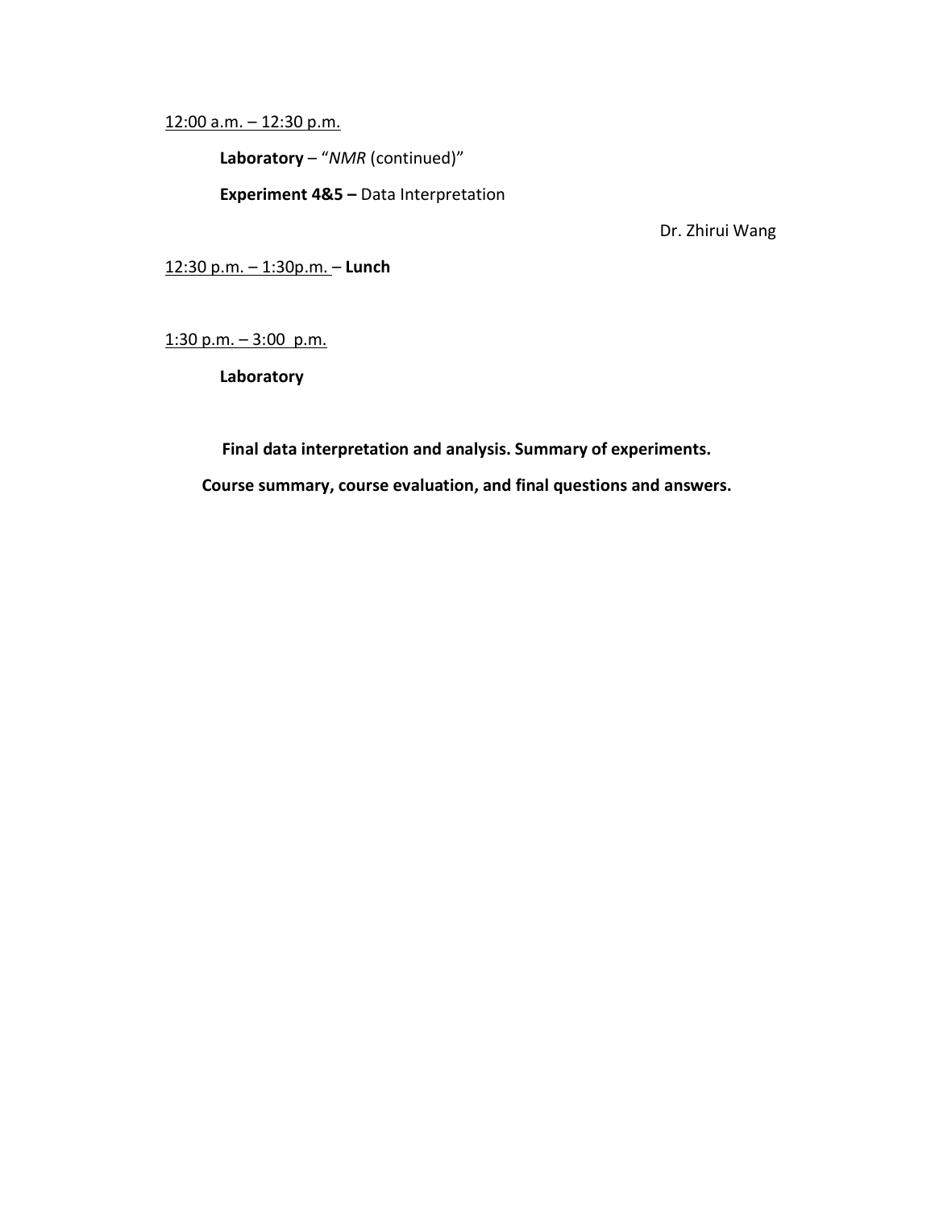12:00 a.m. – 12:30 p.m.

**Laboratory** – "*NMR* (continued)"

**Experiment 4&5 –** Data Interpretation

Dr. Zhirui Wang

12:30 p.m. – 1:30p.m. – **Lunch**

1:30 p.m. – 3:00 p.m.

**Laboratory**

**Final data interpretation and analysis. Summary of experiments.**

**Course summary, course evaluation, and final questions and answers.**